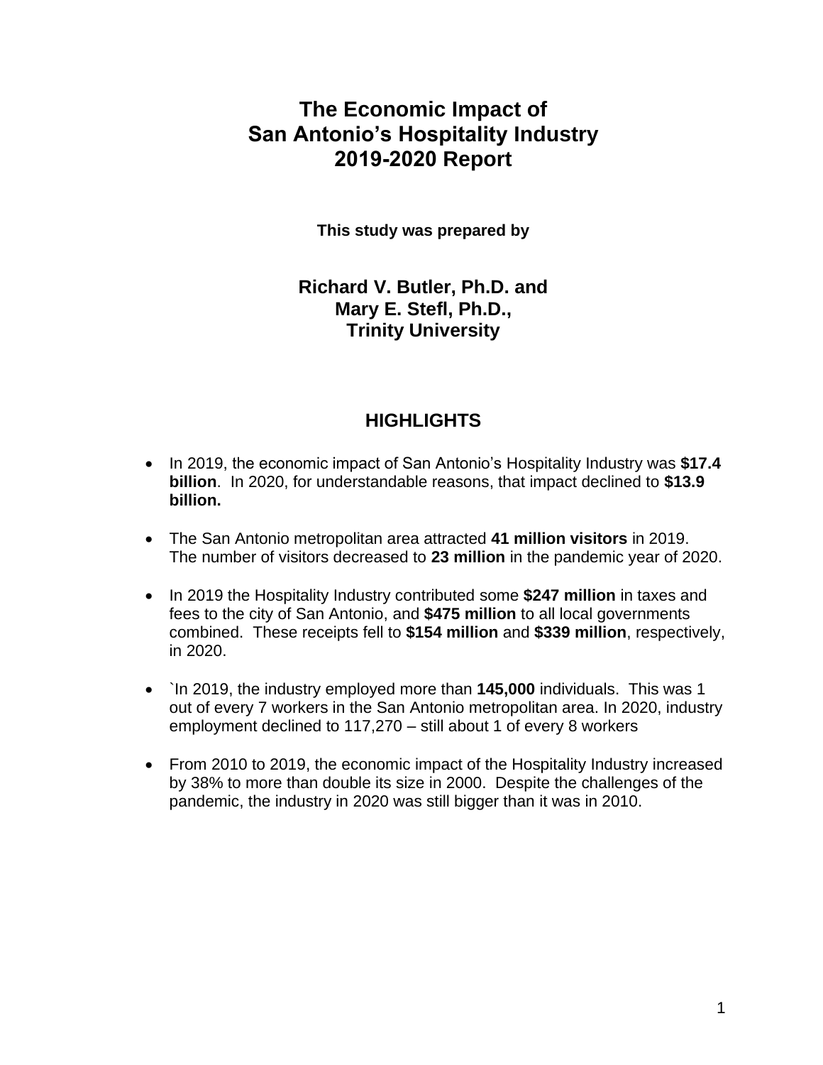# The Economic Impact of San Antonio's Hospitality Industry 2019-2020 Report

**This study was prepared by**

**Richard V. Butler, Ph.D. and**
**Mary E. Stefl, Ph.D.,**
**Trinity University**

## HIGHLIGHTS

- In 2019, the economic impact of San Antonio's Hospitality Industry was **$17.4 billion**. In 2020, for understandable reasons, that impact declined to **$13.9 billion.**
- The San Antonio metropolitan area attracted **41 million visitors** in 2019. The number of visitors decreased to **23 million** in the pandemic year of 2020.
- In 2019 the Hospitality Industry contributed some **$247 million** in taxes and fees to the city of San Antonio, and **$475 million** to all local governments combined. These receipts fell to **$154 million** and **$339 million**, respectively, in 2020.
- `In 2019, the industry employed more than **145,000** individuals. This was 1 out of every 7 workers in the San Antonio metropolitan area. In 2020, industry employment declined to 117,270 – still about 1 of every 8 workers
- From 2010 to 2019, the economic impact of the Hospitality Industry increased by 38% to more than double its size in 2000. Despite the challenges of the pandemic, the industry in 2020 was still bigger than it was in 2010.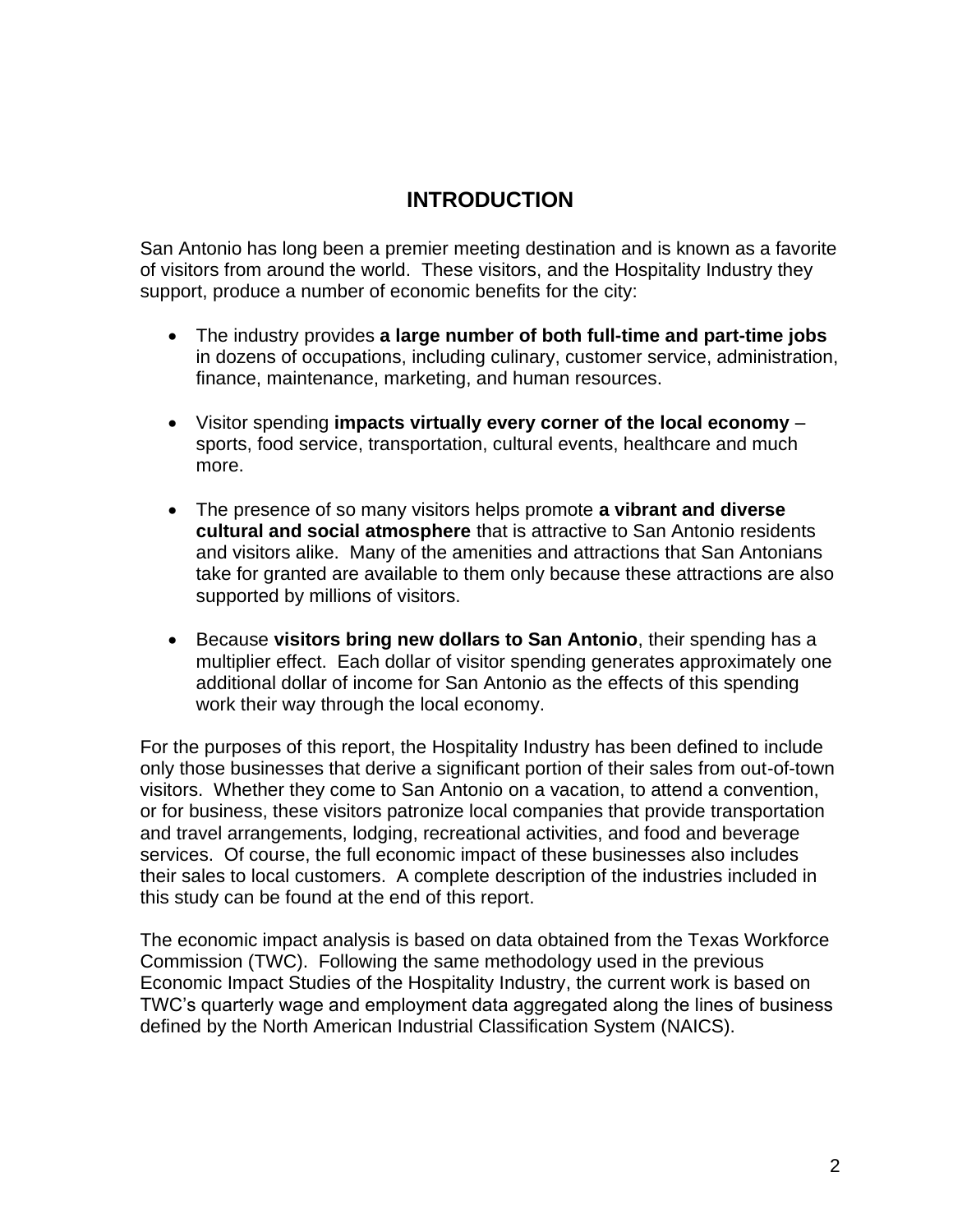# INTRODUCTION

San Antonio has long been a premier meeting destination and is known as a favorite of visitors from around the world. These visitors, and the Hospitality Industry they support, produce a number of economic benefits for the city:

- The industry provides **a large number of both full-time and part-time jobs** in dozens of occupations, including culinary, customer service, administration, finance, maintenance, marketing, and human resources.

- Visitor spending **impacts virtually every corner of the local economy** – sports, food service, transportation, cultural events, healthcare and much more.

- The presence of so many visitors helps promote **a vibrant and diverse cultural and social atmosphere** that is attractive to San Antonio residents and visitors alike. Many of the amenities and attractions that San Antonians take for granted are available to them only because these attractions are also supported by millions of visitors.

- Because **visitors bring new dollars to San Antonio**, their spending has a multiplier effect. Each dollar of visitor spending generates approximately one additional dollar of income for San Antonio as the effects of this spending work their way through the local economy.

For the purposes of this report, the Hospitality Industry has been defined to include only those businesses that derive a significant portion of their sales from out-of-town visitors. Whether they come to San Antonio on a vacation, to attend a convention, or for business, these visitors patronize local companies that provide transportation and travel arrangements, lodging, recreational activities, and food and beverage services. Of course, the full economic impact of these businesses also includes their sales to local customers. A complete description of the industries included in this study can be found at the end of this report.

The economic impact analysis is based on data obtained from the Texas Workforce Commission (TWC). Following the same methodology used in the previous Economic Impact Studies of the Hospitality Industry, the current work is based on TWC's quarterly wage and employment data aggregated along the lines of business defined by the North American Industrial Classification System (NAICS).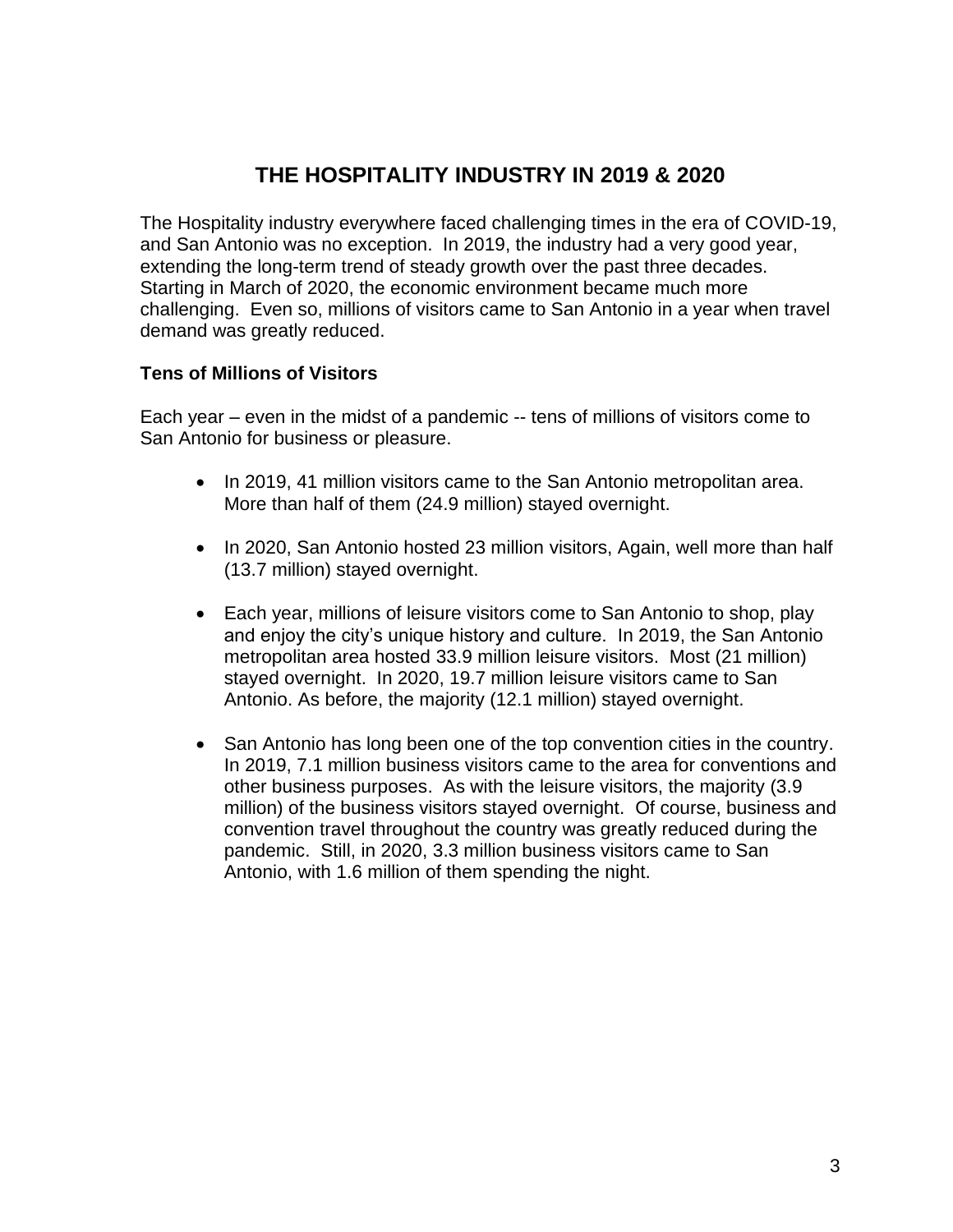# THE HOSPITALITY INDUSTRY IN 2019 & 2020

The Hospitality industry everywhere faced challenging times in the era of COVID-19, and San Antonio was no exception. In 2019, the industry had a very good year, extending the long-term trend of steady growth over the past three decades. Starting in March of 2020, the economic environment became much more challenging. Even so, millions of visitors came to San Antonio in a year when travel demand was greatly reduced.

**Tens of Millions of Visitors**

Each year – even in the midst of a pandemic -- tens of millions of visitors come to San Antonio for business or pleasure.

- In 2019, 41 million visitors came to the San Antonio metropolitan area. More than half of them (24.9 million) stayed overnight.

- In 2020, San Antonio hosted 23 million visitors, Again, well more than half (13.7 million) stayed overnight.

- Each year, millions of leisure visitors come to San Antonio to shop, play and enjoy the city's unique history and culture. In 2019, the San Antonio metropolitan area hosted 33.9 million leisure visitors. Most (21 million) stayed overnight. In 2020, 19.7 million leisure visitors came to San Antonio. As before, the majority (12.1 million) stayed overnight.

- San Antonio has long been one of the top convention cities in the country. In 2019, 7.1 million business visitors came to the area for conventions and other business purposes. As with the leisure visitors, the majority (3.9 million) of the business visitors stayed overnight. Of course, business and convention travel throughout the country was greatly reduced during the pandemic. Still, in 2020, 3.3 million business visitors came to San Antonio, with 1.6 million of them spending the night.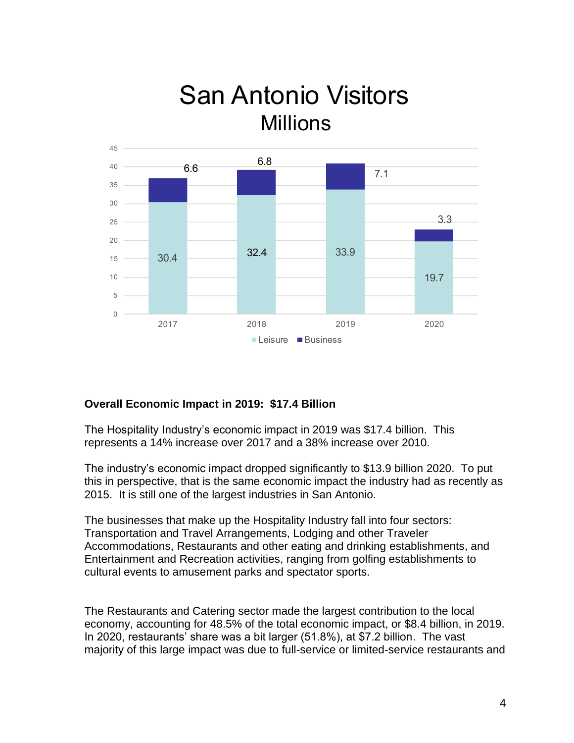## San Antonio Visitors
### Millions

| Year | Leisure | Business |
|---|---|---|
| 2017 | 30.4 | 6.6 |
| 2018 | 32.4 | 6.8 |
| 2019 | 33.9 | 7.1 |
| 2020 | 19.7 | 3.3 |

**Overall Economic Impact in 2019: $17.4 Billion**

The Hospitality Industry's economic impact in 2019 was $17.4 billion. This represents a 14% increase over 2017 and a 38% increase over 2010.

The industry's economic impact dropped significantly to $13.9 billion 2020. To put this in perspective, that is the same economic impact the industry had as recently as 2015. It is still one of the largest industries in San Antonio.

The businesses that make up the Hospitality Industry fall into four sectors: Transportation and Travel Arrangements, Lodging and other Traveler Accommodations, Restaurants and other eating and drinking establishments, and Entertainment and Recreation activities, ranging from golfing establishments to cultural events to amusement parks and spectator sports.

The Restaurants and Catering sector made the largest contribution to the local economy, accounting for 48.5% of the total economic impact, or $8.4 billion, in 2019. In 2020, restaurants' share was a bit larger (51.8%), at $7.2 billion. The vast majority of this large impact was due to full-service or limited-service restaurants and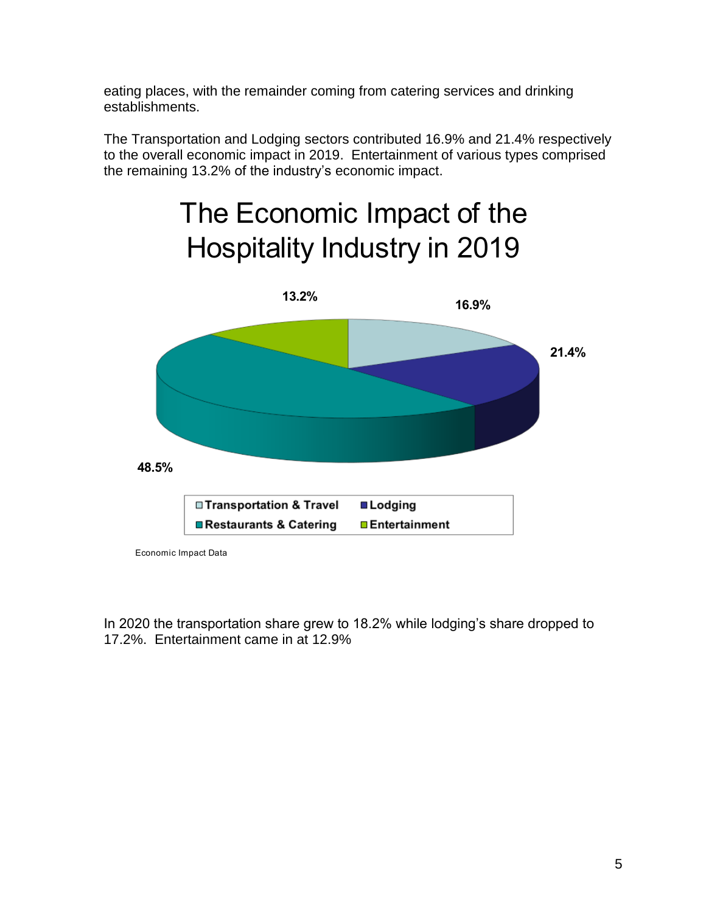eating places, with the remainder coming from catering services and drinking establishments.

The Transportation and Lodging sectors contributed 16.9% and 21.4% respectively to the overall economic impact in 2019. Entertainment of various types comprised the remaining 13.2% of the industry's economic impact.

## The Economic Impact of the Hospitality Industry in 2019

| Category | Share |
|---|---|
| Transportation & Travel | 16.9% |
| Lodging | 21.4% |
| Restaurants & Catering | 48.5% |
| Entertainment | 13.2% |

Economic Impact Data

In 2020 the transportation share grew to 18.2% while lodging's share dropped to 17.2%. Entertainment came in at 12.9%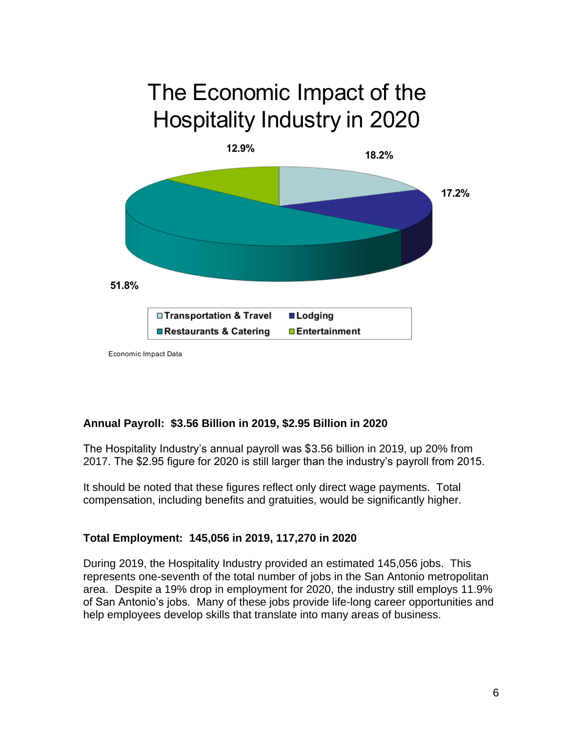# The Economic Impact of the Hospitality Industry in 2020

| Category | Share |
|---|---|
| Transportation & Travel | 18.2% |
| Lodging | 17.2% |
| Restaurants & Catering | 51.8% |
| Entertainment | 12.9% |

Economic Impact Data

**Annual Payroll: $3.56 Billion in 2019, $2.95 Billion in 2020**

The Hospitality Industry's annual payroll was $3.56 billion in 2019, up 20% from 2017. The $2.95 figure for 2020 is still larger than the industry's payroll from 2015.

It should be noted that these figures reflect only direct wage payments. Total compensation, including benefits and gratuities, would be significantly higher.

**Total Employment: 145,056 in 2019, 117,270 in 2020**

During 2019, the Hospitality Industry provided an estimated 145,056 jobs. This represents one-seventh of the total number of jobs in the San Antonio metropolitan area. Despite a 19% drop in employment for 2020, the industry still employs 11.9% of San Antonio's jobs. Many of these jobs provide life-long career opportunities and help employees develop skills that translate into many areas of business.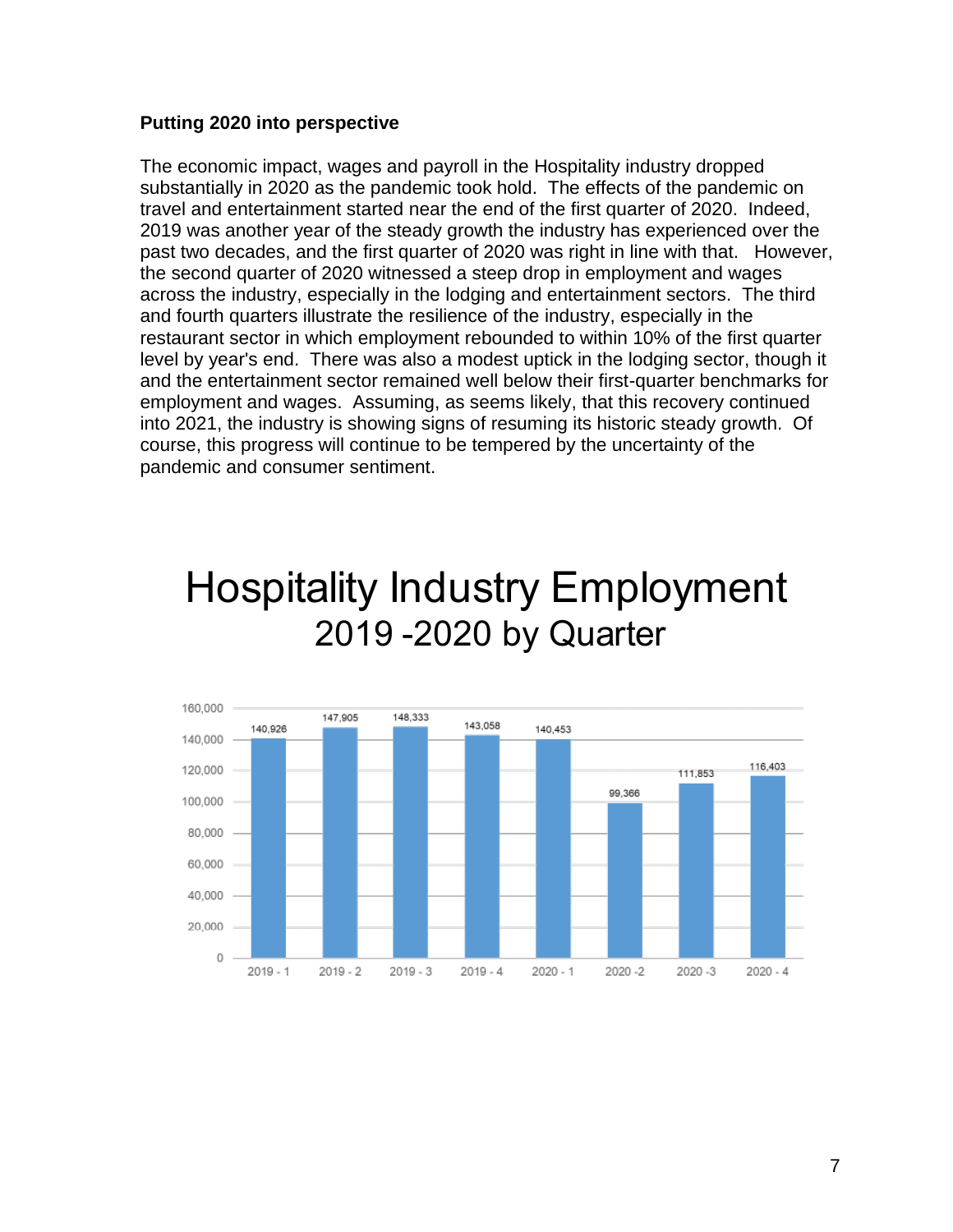**Putting 2020 into perspective**

The economic impact, wages and payroll in the Hospitality industry dropped substantially in 2020 as the pandemic took hold. The effects of the pandemic on travel and entertainment started near the end of the first quarter of 2020. Indeed, 2019 was another year of the steady growth the industry has experienced over the past two decades, and the first quarter of 2020 was right in line with that. However, the second quarter of 2020 witnessed a steep drop in employment and wages across the industry, especially in the lodging and entertainment sectors. The third and fourth quarters illustrate the resilience of the industry, especially in the restaurant sector in which employment rebounded to within 10% of the first quarter level by year's end. There was also a modest uptick in the lodging sector, though it and the entertainment sector remained well below their first-quarter benchmarks for employment and wages. Assuming, as seems likely, that this recovery continued into 2021, the industry is showing signs of resuming its historic steady growth. Of course, this progress will continue to be tempered by the uncertainty of the pandemic and consumer sentiment.

# Hospitality Industry Employment
## 2019 -2020 by Quarter

| Quarter | Employment |
| --- | --- |
| 2019 - 1 | 140,926 |
| 2019 - 2 | 147,905 |
| 2019 - 3 | 148,333 |
| 2019 - 4 | 143,058 |
| 2020 - 1 | 140,453 |
| 2020 -2 | 99,366 |
| 2020 -3 | 111,853 |
| 2020 - 4 | 116,403 |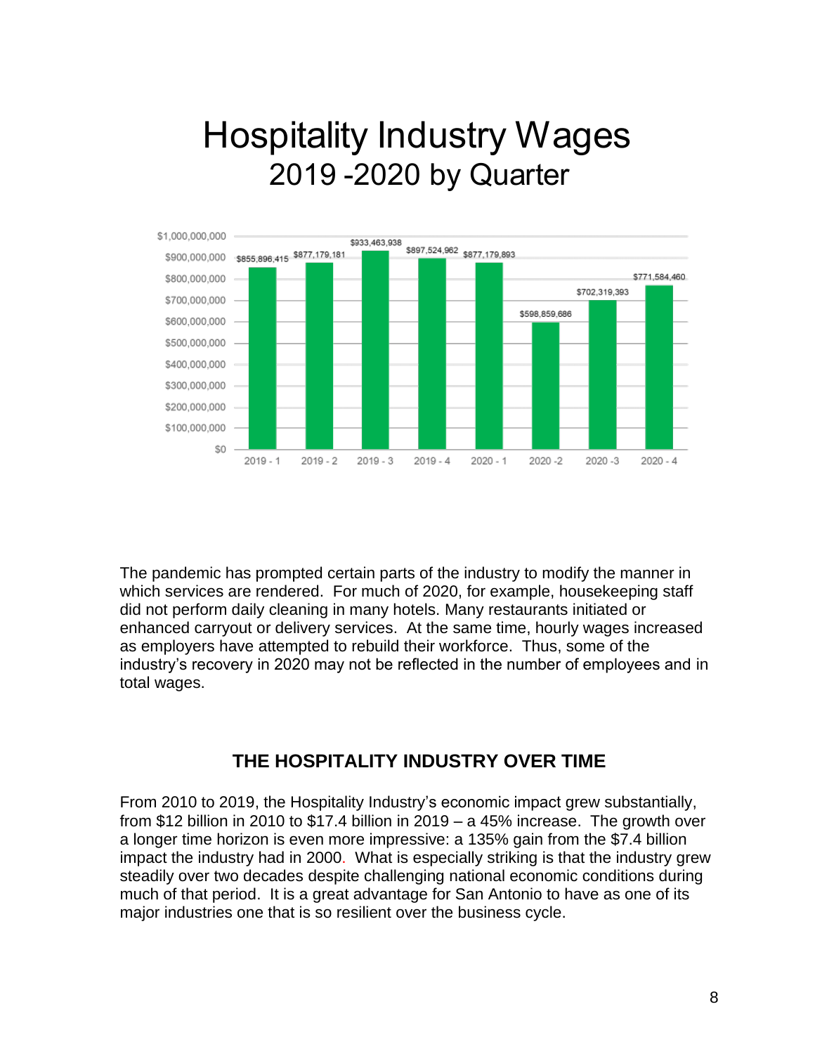# Hospitality Industry Wages

## 2019 -2020 by Quarter

| Quarter | Wages |
|---|---|
| 2019 - 1 | $855,896,415 |
| 2019 - 2 | $877,179,181 |
| 2019 - 3 | $933,463,938 |
| 2019 - 4 | $897,524,962 |
| 2020 - 1 | $877,179,893 |
| 2020 -2 | $598,859,686 |
| 2020 -3 | $702,319,393 |
| 2020 - 4 | $771,584,460 |

The pandemic has prompted certain parts of the industry to modify the manner in which services are rendered. For much of 2020, for example, housekeeping staff did not perform daily cleaning in many hotels. Many restaurants initiated or enhanced carryout or delivery services. At the same time, hourly wages increased as employers have attempted to rebuild their workforce. Thus, some of the industry's recovery in 2020 may not be reflected in the number of employees and in total wages.

## THE HOSPITALITY INDUSTRY OVER TIME

From 2010 to 2019, the Hospitality Industry's economic impact grew substantially, from $12 billion in 2010 to $17.4 billion in 2019 – a 45% increase. The growth over a longer time horizon is even more impressive: a 135% gain from the $7.4 billion impact the industry had in 2000. What is especially striking is that the industry grew steadily over two decades despite challenging national economic conditions during much of that period. It is a great advantage for San Antonio to have as one of its major industries one that is so resilient over the business cycle.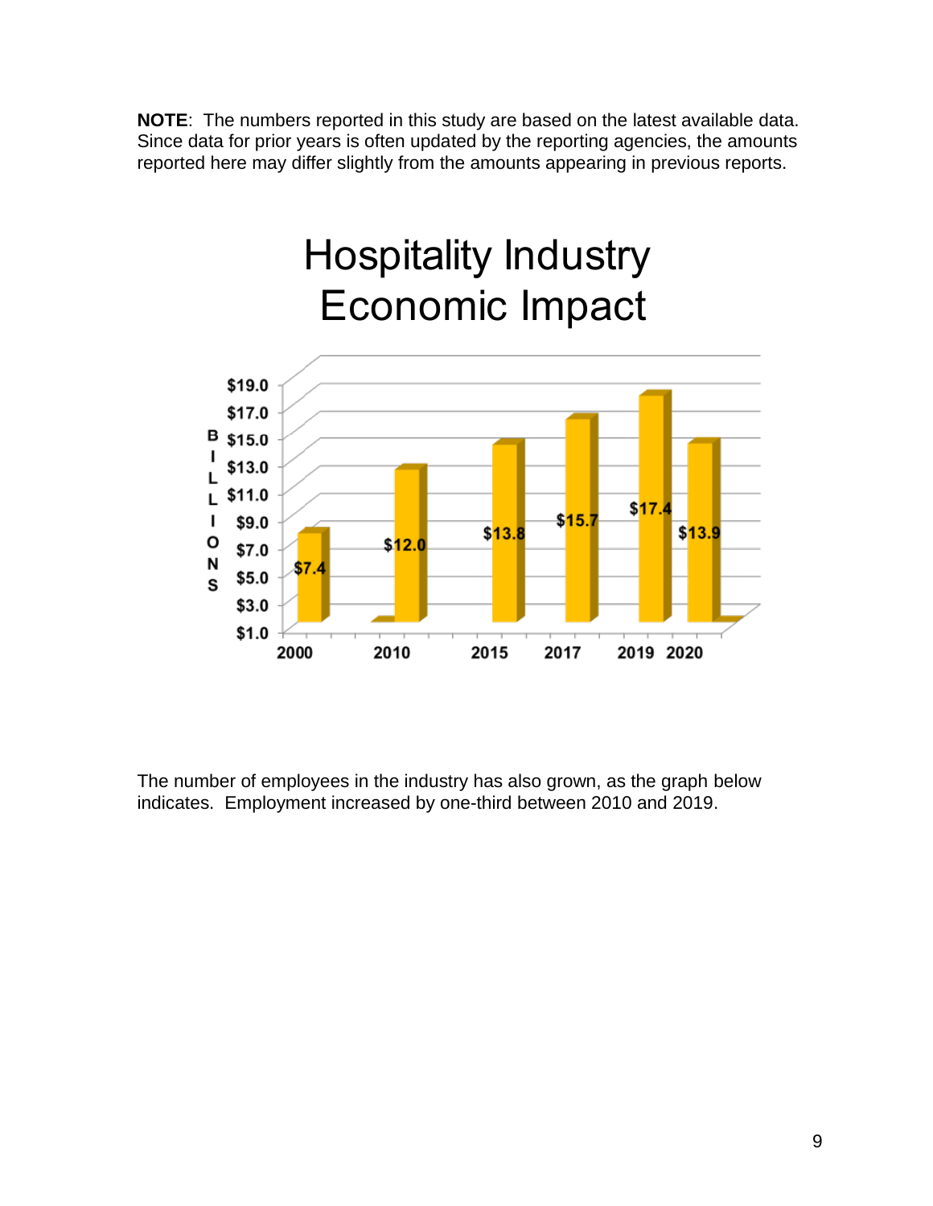**NOTE**: The numbers reported in this study are based on the latest available data. Since data for prior years is often updated by the reporting agencies, the amounts reported here may differ slightly from the amounts appearing in previous reports.

## Hospitality Industry Economic Impact

| Year | Billions |
|---|---|
| 2000 | $7.4 |
| 2010 | $12.0 |
| 2015 | $13.8 |
| 2017 | $15.7 |
| 2019 | $17.4 |
| 2020 | $13.9 |

The number of employees in the industry has also grown, as the graph below indicates. Employment increased by one-third between 2010 and 2019.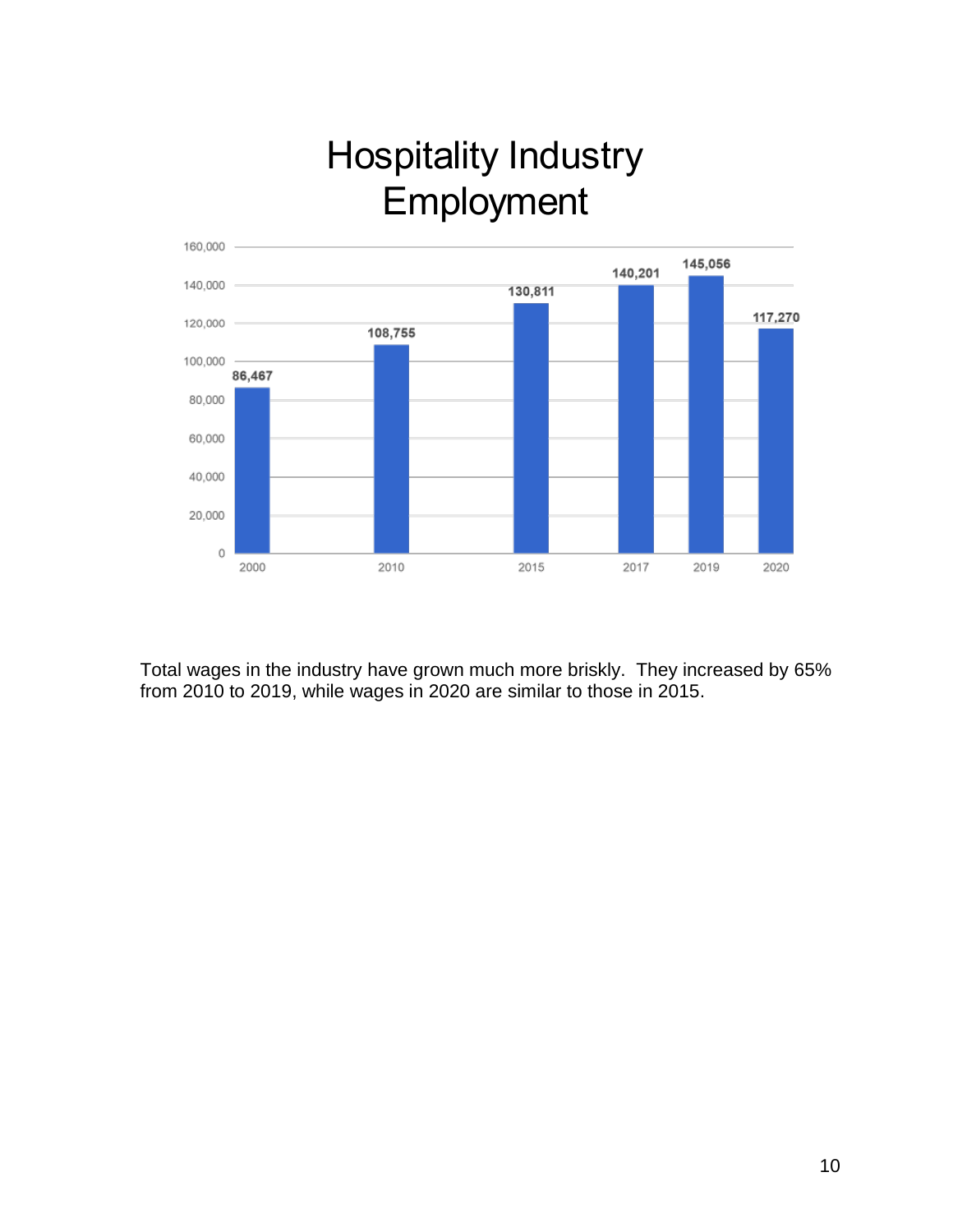## Hospitality Industry Employment

| Year | Employment |
|---|---|
| 2000 | 86,467 |
| 2010 | 108,755 |
| 2015 | 130,811 |
| 2017 | 140,201 |
| 2019 | 145,056 |
| 2020 | 117,270 |

Total wages in the industry have grown much more briskly. They increased by 65% from 2010 to 2019, while wages in 2020 are similar to those in 2015.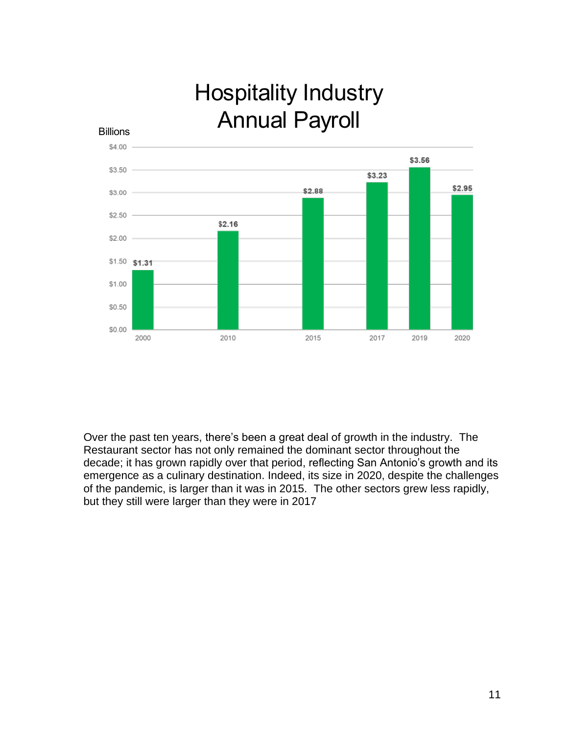## Hospitality Industry Annual Payroll

Billions

| Year | Annual Payroll |
|---|---|
| 2000 | $1.31 |
| 2010 | $2.16 |
| 2015 | $2.88 |
| 2017 | $3.23 |
| 2019 | $3.56 |
| 2020 | $2.95 |

Over the past ten years, there's been a great deal of growth in the industry. The Restaurant sector has not only remained the dominant sector throughout the decade; it has grown rapidly over that period, reflecting San Antonio's growth and its emergence as a culinary destination. Indeed, its size in 2020, despite the challenges of the pandemic, is larger than it was in 2015. The other sectors grew less rapidly, but they still were larger than they were in 2017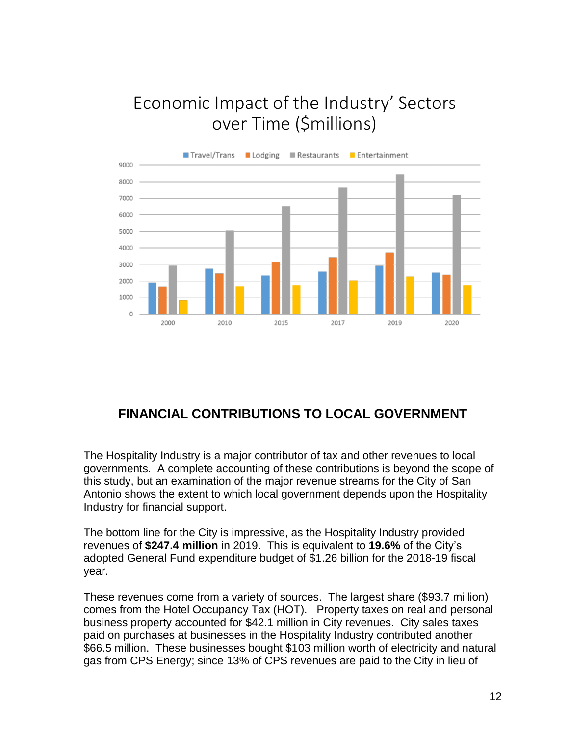Economic Impact of the Industry' Sectors over Time ($millions)

## FINANCIAL CONTRIBUTIONS TO LOCAL GOVERNMENT

The Hospitality Industry is a major contributor of tax and other revenues to local governments. A complete accounting of these contributions is beyond the scope of this study, but an examination of the major revenue streams for the City of San Antonio shows the extent to which local government depends upon the Hospitality Industry for financial support.

The bottom line for the City is impressive, as the Hospitality Industry provided revenues of **$247.4 million** in 2019. This is equivalent to **19.6%** of the City's adopted General Fund expenditure budget of $1.26 billion for the 2018-19 fiscal year.

These revenues come from a variety of sources. The largest share ($93.7 million) comes from the Hotel Occupancy Tax (HOT). Property taxes on real and personal business property accounted for $42.1 million in City revenues. City sales taxes paid on purchases at businesses in the Hospitality Industry contributed another $66.5 million. These businesses bought $103 million worth of electricity and natural gas from CPS Energy; since 13% of CPS revenues are paid to the City in lieu of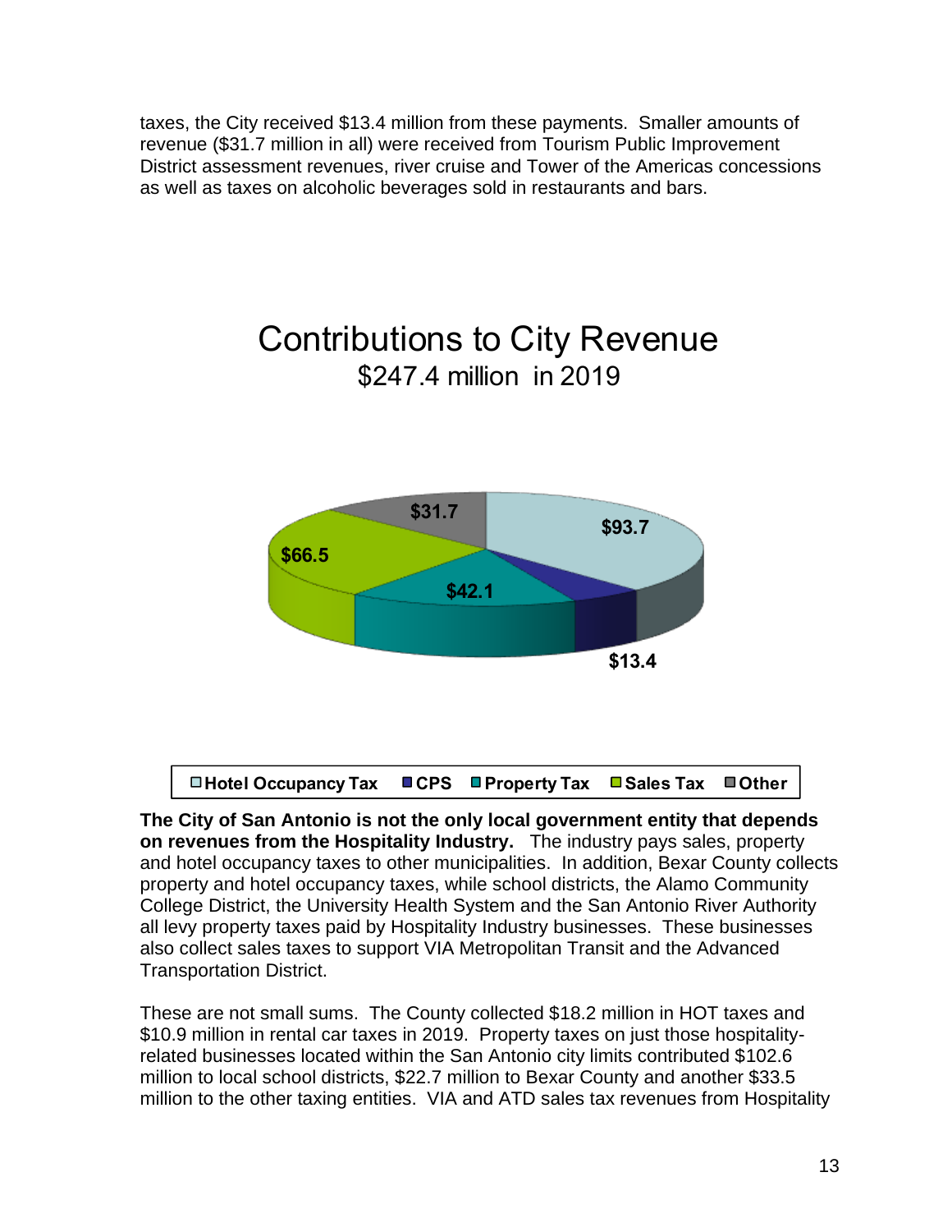taxes, the City received $13.4 million from these payments. Smaller amounts of revenue ($31.7 million in all) were received from Tourism Public Improvement District assessment revenues, river cruise and Tower of the Americas concessions as well as taxes on alcoholic beverages sold in restaurants and bars.

## Contributions to City Revenue
$247.4 million in 2019

| Hotel Occupancy Tax | CPS | Property Tax | Sales Tax | Other |
|---|---|---|---|---|
| $93.7 | $13.4 | $42.1 | $66.5 | $31.7 |

**The City of San Antonio is not the only local government entity that depends on revenues from the Hospitality Industry.** The industry pays sales, property and hotel occupancy taxes to other municipalities. In addition, Bexar County collects property and hotel occupancy taxes, while school districts, the Alamo Community College District, the University Health System and the San Antonio River Authority all levy property taxes paid by Hospitality Industry businesses. These businesses also collect sales taxes to support VIA Metropolitan Transit and the Advanced Transportation District.

These are not small sums. The County collected $18.2 million in HOT taxes and $10.9 million in rental car taxes in 2019. Property taxes on just those hospitality-related businesses located within the San Antonio city limits contributed $102.6 million to local school districts, $22.7 million to Bexar County and another $33.5 million to the other taxing entities. VIA and ATD sales tax revenues from Hospitality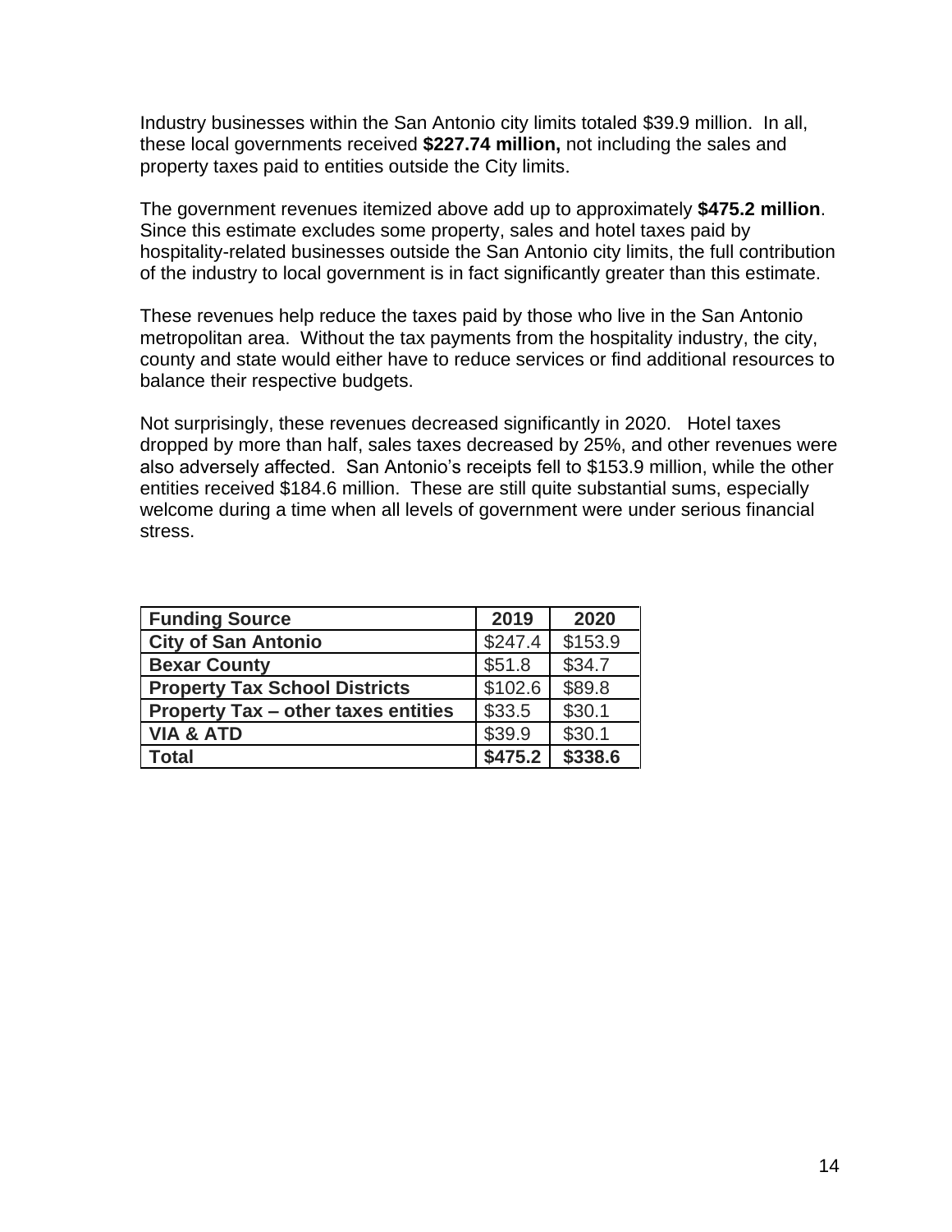Industry businesses within the San Antonio city limits totaled $39.9 million. In all, these local governments received **$227.74 million,** not including the sales and property taxes paid to entities outside the City limits.

The government revenues itemized above add up to approximately **$475.2 million**. Since this estimate excludes some property, sales and hotel taxes paid by hospitality-related businesses outside the San Antonio city limits, the full contribution of the industry to local government is in fact significantly greater than this estimate.

These revenues help reduce the taxes paid by those who live in the San Antonio metropolitan area. Without the tax payments from the hospitality industry, the city, county and state would either have to reduce services or find additional resources to balance their respective budgets.

Not surprisingly, these revenues decreased significantly in 2020. Hotel taxes dropped by more than half, sales taxes decreased by 25%, and other revenues were also adversely affected. San Antonio's receipts fell to $153.9 million, while the other entities received $184.6 million. These are still quite substantial sums, especially welcome during a time when all levels of government were under serious financial stress.

| Funding Source | 2019 | 2020 |
|---|---|---|
| **City of San Antonio** | $247.4 | $153.9 |
| **Bexar County** | $51.8 | $34.7 |
| **Property Tax School Districts** | $102.6 | $89.8 |
| **Property Tax – other taxes entities** | $33.5 | $30.1 |
| **VIA & ATD** | $39.9 | $30.1 |
| **Total** | **$475.2** | **$338.6** |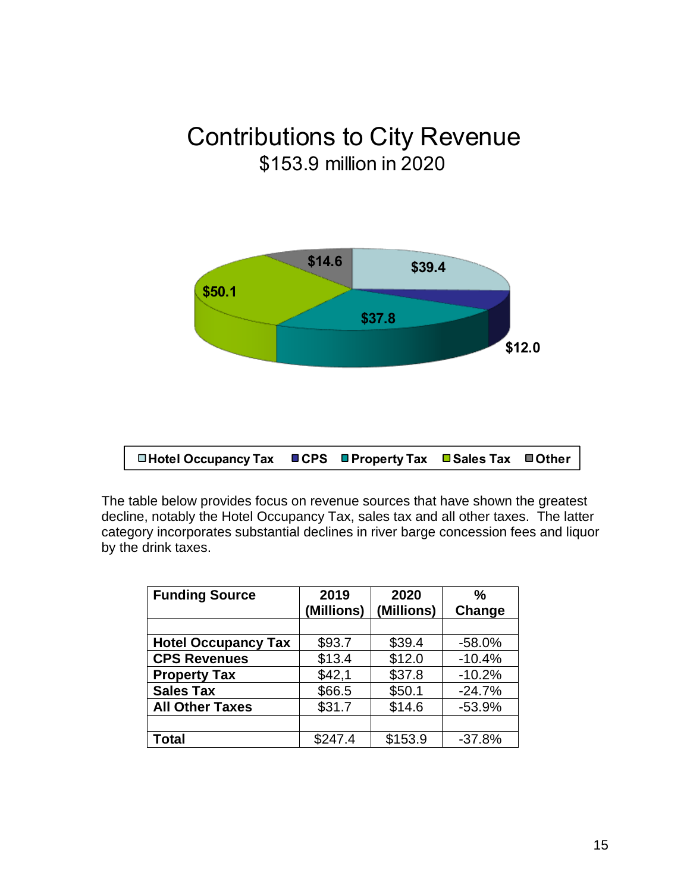# Contributions to City Revenue

## $153.9 million in 2020

The table below provides focus on revenue sources that have shown the greatest decline, notably the Hotel Occupancy Tax, sales tax and all other taxes. The latter category incorporates substantial declines in river barge concession fees and liquor by the drink taxes.

| Funding Source | 2019 (Millions) | 2020 (Millions) | % Change |
|---|---|---|---|
| | | | |
| **Hotel Occupancy Tax** | $93.7 | $39.4 | -58.0% |
| **CPS Revenues** | $13.4 | $12.0 | -10.4% |
| **Property Tax** | $42,1 | $37.8 | -10.2% |
| **Sales Tax** | $66.5 | $50.1 | -24.7% |
| **All Other Taxes** | $31.7 | $14.6 | -53.9% |
| | | | |
| **Total** | $247.4 | $153.9 | -37.8% |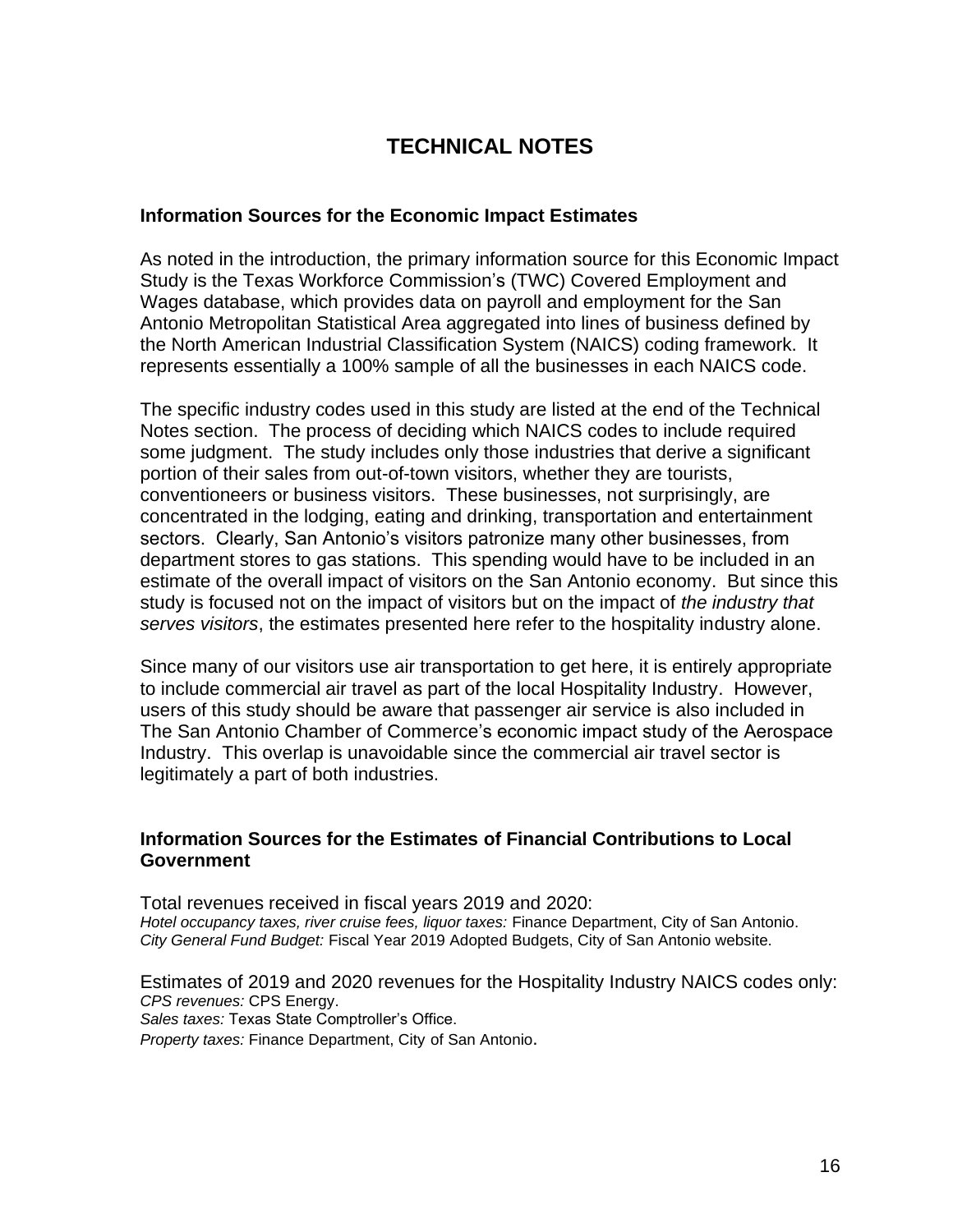# TECHNICAL NOTES

### Information Sources for the Economic Impact Estimates

As noted in the introduction, the primary information source for this Economic Impact Study is the Texas Workforce Commission's (TWC) Covered Employment and Wages database, which provides data on payroll and employment for the San Antonio Metropolitan Statistical Area aggregated into lines of business defined by the North American Industrial Classification System (NAICS) coding framework. It represents essentially a 100% sample of all the businesses in each NAICS code.

The specific industry codes used in this study are listed at the end of the Technical Notes section. The process of deciding which NAICS codes to include required some judgment. The study includes only those industries that derive a significant portion of their sales from out-of-town visitors, whether they are tourists, conventioneers or business visitors. These businesses, not surprisingly, are concentrated in the lodging, eating and drinking, transportation and entertainment sectors. Clearly, San Antonio's visitors patronize many other businesses, from department stores to gas stations. This spending would have to be included in an estimate of the overall impact of visitors on the San Antonio economy. But since this study is focused not on the impact of visitors but on the impact of *the industry that serves visitors*, the estimates presented here refer to the hospitality industry alone.

Since many of our visitors use air transportation to get here, it is entirely appropriate to include commercial air travel as part of the local Hospitality Industry. However, users of this study should be aware that passenger air service is also included in The San Antonio Chamber of Commerce's economic impact study of the Aerospace Industry. This overlap is unavoidable since the commercial air travel sector is legitimately a part of both industries.

### Information Sources for the Estimates of Financial Contributions to Local Government

Total revenues received in fiscal years 2019 and 2020:
*Hotel occupancy taxes, river cruise fees, liquor taxes:* Finance Department, City of San Antonio.
*City General Fund Budget:* Fiscal Year 2019 Adopted Budgets, City of San Antonio website.

Estimates of 2019 and 2020 revenues for the Hospitality Industry NAICS codes only:
*CPS revenues:* CPS Energy.
*Sales taxes:* Texas State Comptroller's Office.
*Property taxes:* Finance Department, City of San Antonio.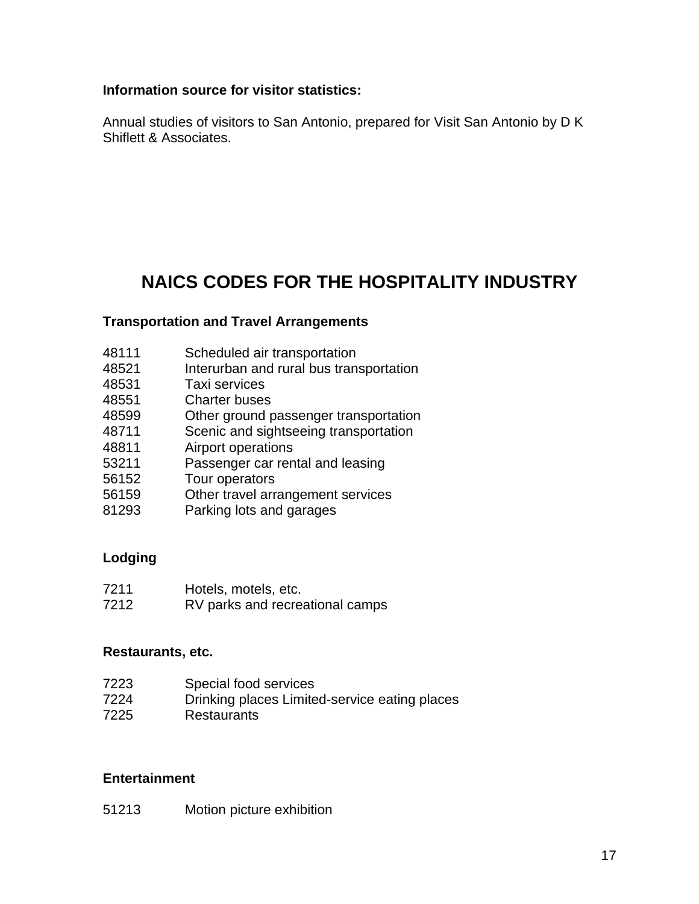**Information source for visitor statistics:**

Annual studies of visitors to San Antonio, prepared for Visit San Antonio by D K Shiflett & Associates.

# NAICS CODES FOR THE HOSPITALITY INDUSTRY

**Transportation and Travel Arrangements**

48111 Scheduled air transportation
48521 Interurban and rural bus transportation
48531 Taxi services
48551 Charter buses
48599 Other ground passenger transportation
48711 Scenic and sightseeing transportation
48811 Airport operations
53211 Passenger car rental and leasing
56152 Tour operators
56159 Other travel arrangement services
81293 Parking lots and garages

**Lodging**

7211 Hotels, motels, etc.
7212 RV parks and recreational camps

**Restaurants, etc.**

7223 Special food services
7224 Drinking places Limited-service eating places
7225 Restaurants

**Entertainment**

51213 Motion picture exhibition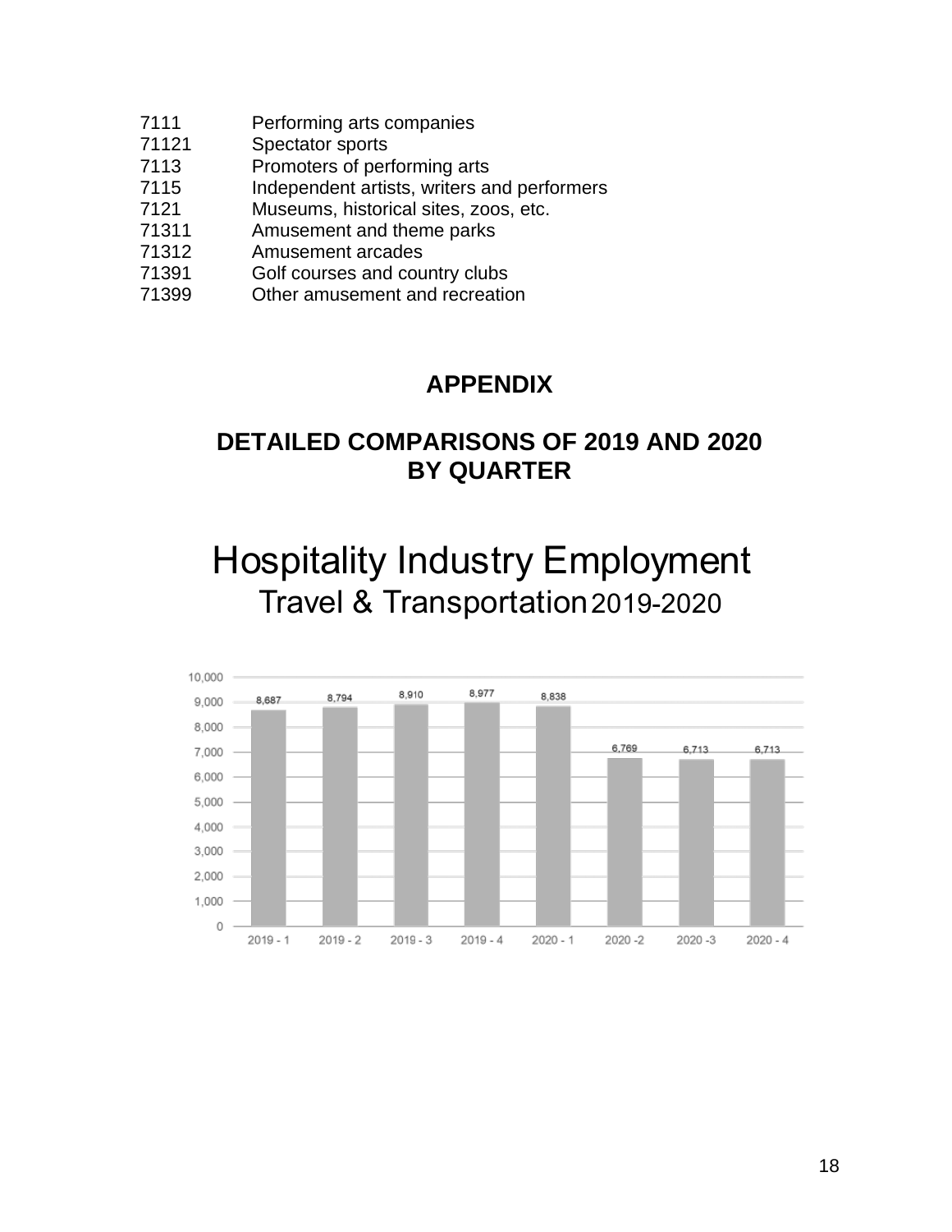| | |
|---|---|
| 7111 | Performing arts companies |
| 71121 | Spectator sports |
| 7113 | Promoters of performing arts |
| 7115 | Independent artists, writers and performers |
| 7121 | Museums, historical sites, zoos, etc. |
| 71311 | Amusement and theme parks |
| 71312 | Amusement arcades |
| 71391 | Golf courses and country clubs |
| 71399 | Other amusement and recreation |

## APPENDIX

## DETAILED COMPARISONS OF 2019 AND 2020 BY QUARTER

# Hospitality Industry Employment

## Travel & Transportation 2019-2020

| Quarter | Employment |
|---|---|
| 2019 - 1 | 8,687 |
| 2019 - 2 | 8,794 |
| 2019 - 3 | 8,910 |
| 2019 - 4 | 8,977 |
| 2020 - 1 | 8,838 |
| 2020 -2 | 6,769 |
| 2020 -3 | 6,713 |
| 2020 - 4 | 6,713 |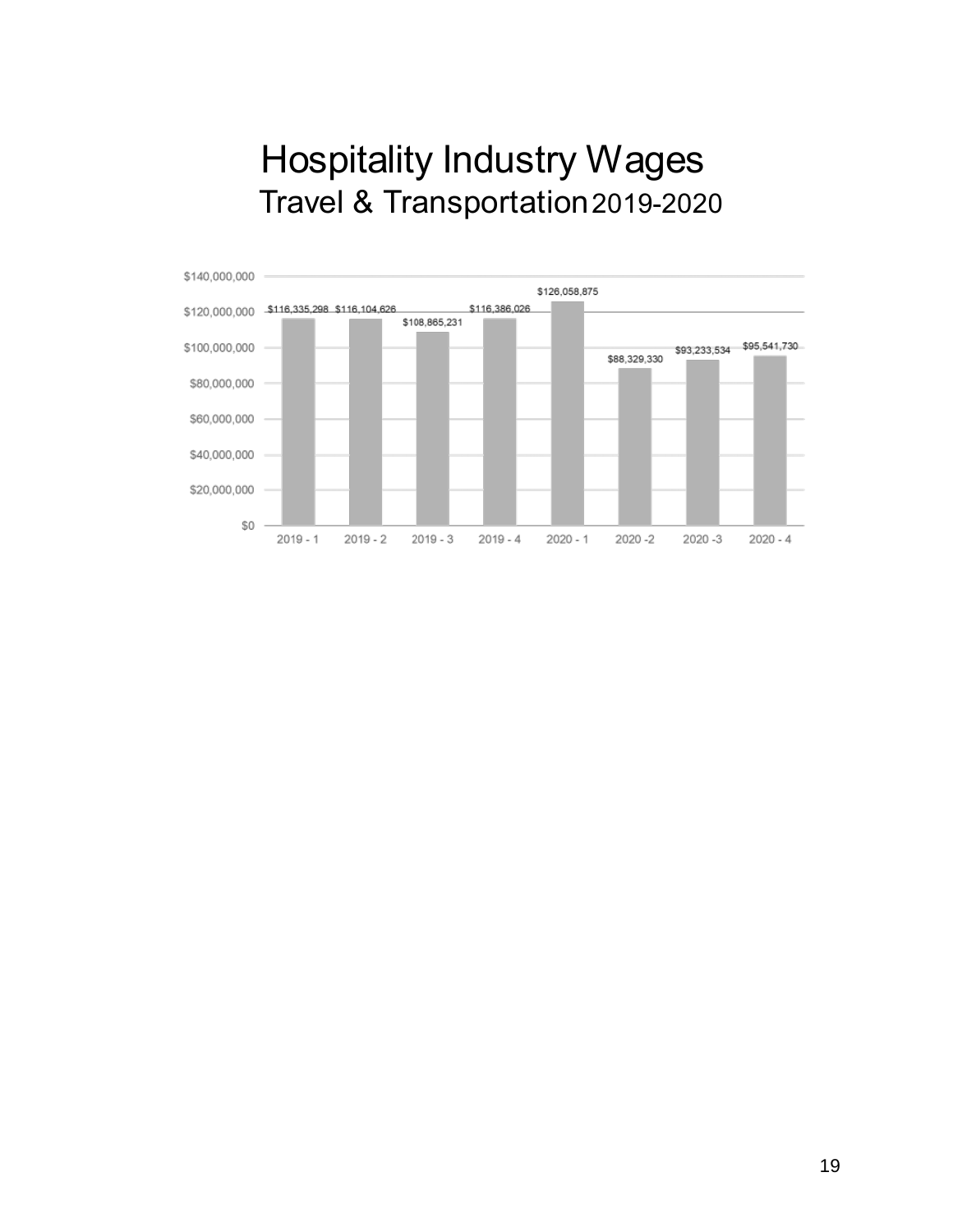# Hospitality Industry Wages

## Travel & Transportation 2019-2020

| Quarter | Wages |
| --- | --- |
| 2019 - 1 | $116,335,298 |
| 2019 - 2 | $116,104,626 |
| 2019 - 3 | $108,865,231 |
| 2019 - 4 | $116,386,026 |
| 2020 - 1 | $126,058,875 |
| 2020 -2 | $88,329,330 |
| 2020 -3 | $93,233,534 |
| 2020 - 4 | $95,541,730 |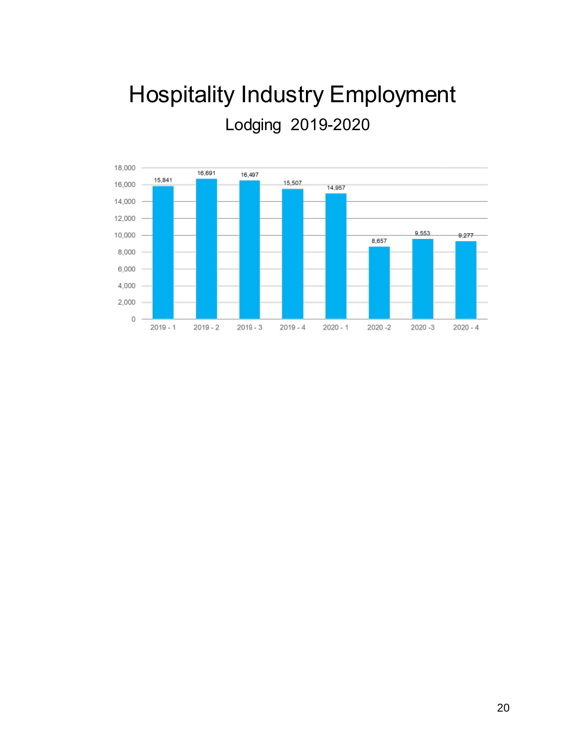# Hospitality Industry Employment

## Lodging 2019-2020

| Quarter | Employment |
|---|---|
| 2019 - 1 | 15,841 |
| 2019 - 2 | 16,691 |
| 2019 - 3 | 16,497 |
| 2019 - 4 | 15,507 |
| 2020 - 1 | 14,957 |
| 2020 -2 | 8,657 |
| 2020 -3 | 9,553 |
| 2020 - 4 | 9,277 |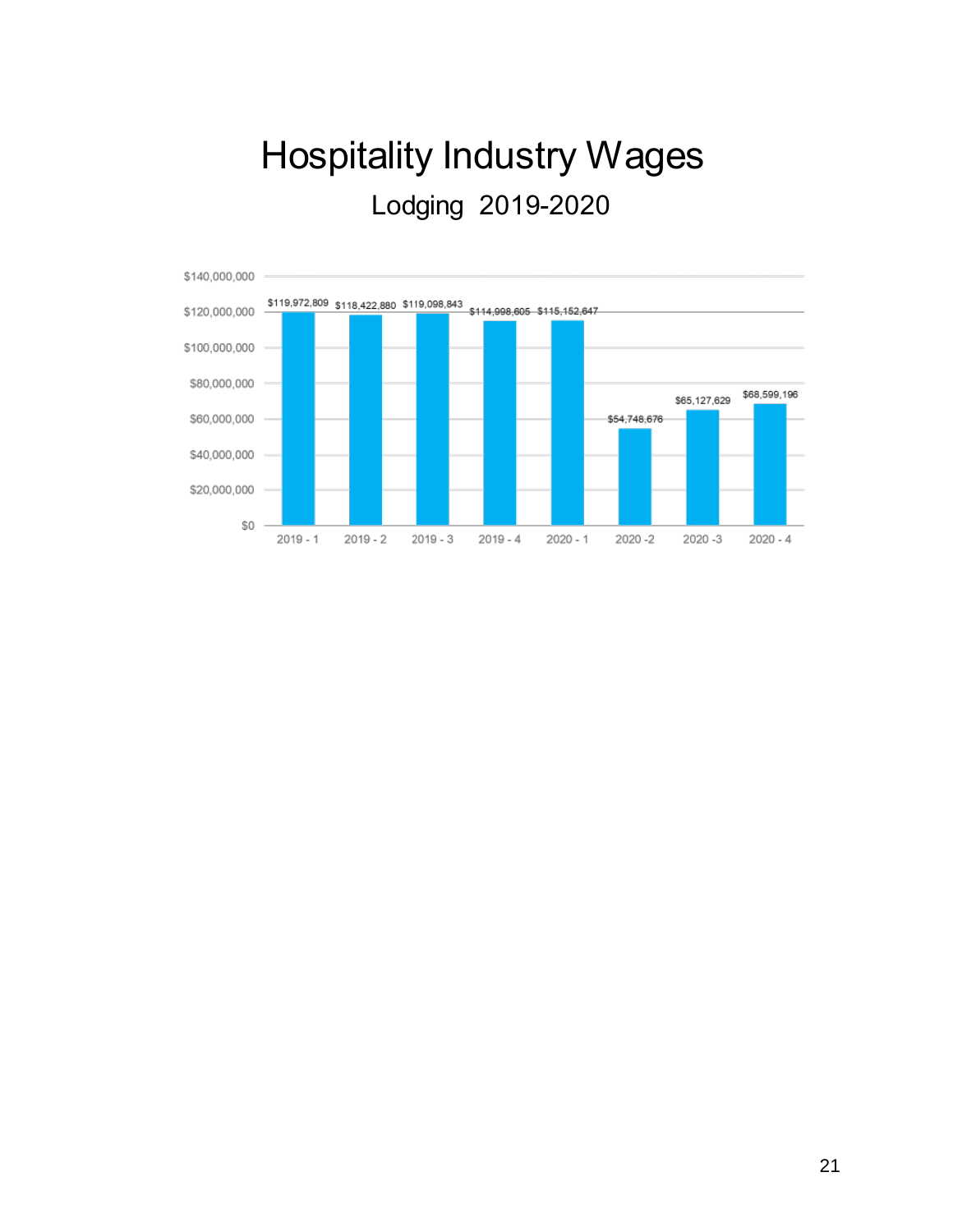# Hospitality Industry Wages

## Lodging 2019-2020

| Quarter | Wages |
|---|---|
| 2019 - 1 | $119,972,809 |
| 2019 - 2 | $118,422,880 |
| 2019 - 3 | $119,098,843 |
| 2019 - 4 | $114,998,605 |
| 2020 - 1 | $115,152,647 |
| 2020 -2 | $54,748,676 |
| 2020 -3 | $65,127,629 |
| 2020 - 4 | $68,599,196 |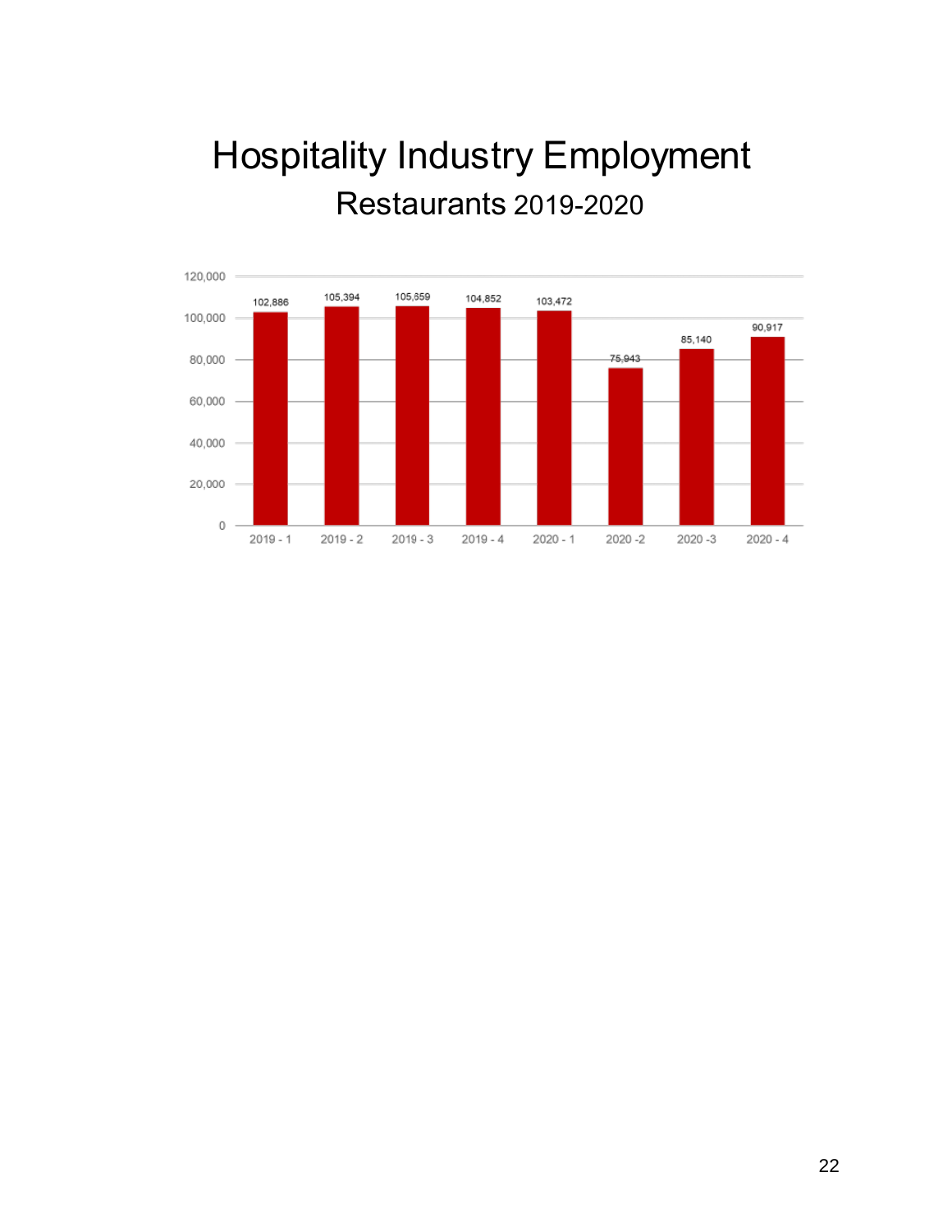# Hospitality Industry Employment

## Restaurants 2019-2020

| Quarter | Employment |
|---|---|
| 2019 - 1 | 102,886 |
| 2019 - 2 | 105,394 |
| 2019 - 3 | 105,659 |
| 2019 - 4 | 104,852 |
| 2020 - 1 | 103,472 |
| 2020 -2 | 75,943 |
| 2020 -3 | 85,140 |
| 2020 - 4 | 90,917 |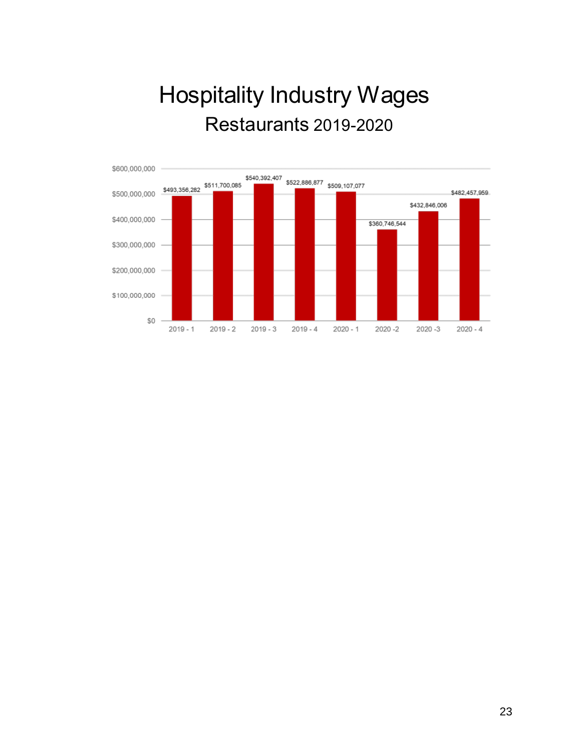# Hospitality Industry Wages

## Restaurants 2019-2020

| Quarter | Wages |
|---|---|
| 2019 - 1 | $493,356,282 |
| 2019 - 2 | $511,700,085 |
| 2019 - 3 | $540,392,407 |
| 2019 - 4 | $522,886,877 |
| 2020 - 1 | $509,107,077 |
| 2020 -2 | $360,746,544 |
| 2020 -3 | $432,846,006 |
| 2020 - 4 | $482,457,959 |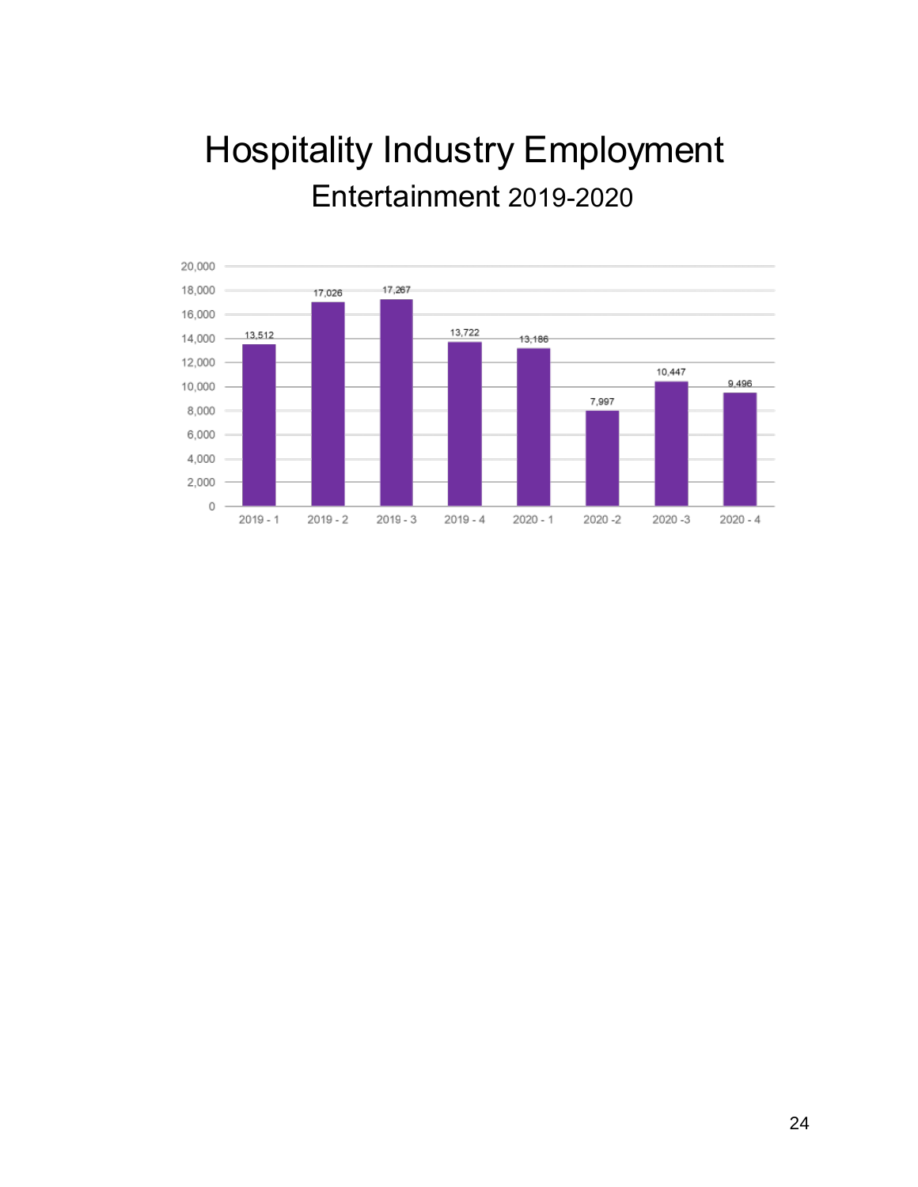# Hospitality Industry Employment

## Entertainment 2019-2020

| Quarter | Employment |
| --- | --- |
| 2019 - 1 | 13,512 |
| 2019 - 2 | 17,026 |
| 2019 - 3 | 17,267 |
| 2019 - 4 | 13,722 |
| 2020 - 1 | 13,186 |
| 2020 -2 | 7,997 |
| 2020 -3 | 10,447 |
| 2020 - 4 | 9,496 |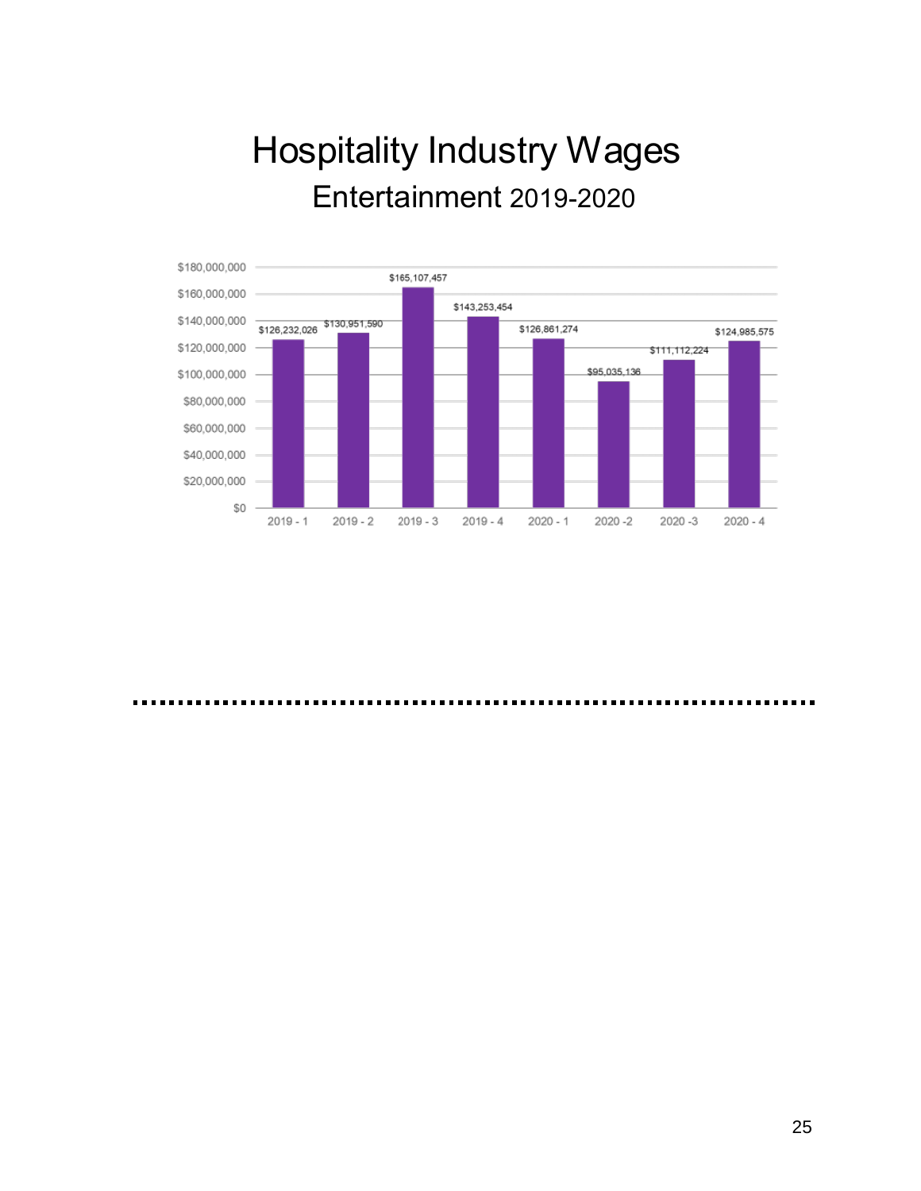# Hospitality Industry Wages

## Entertainment 2019-2020

$180,000,000
$160,000,000
$140,000,000
$120,000,000
$100,000,000
$80,000,000
$60,000,000
$40,000,000
$20,000,000
$0

$126,232,026
$130,951,590
$165,107,457
$143,253,454
$126,861,274
$95,035,136
$111,112,224
$124,985,575

2019 - 1
2019 - 2
2019 - 3
2019 - 4
2020 - 1
2020 -2
2020 -3
2020 - 4